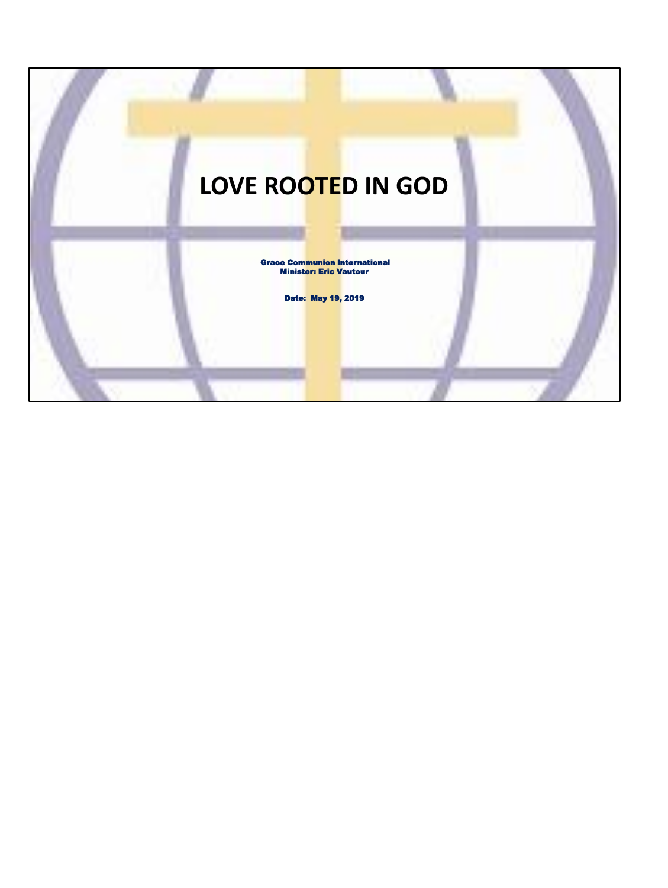# LOVE ROOTED IN GOD

Grace Communion International
Minister: Eric Vautour

Date: May 19, 2019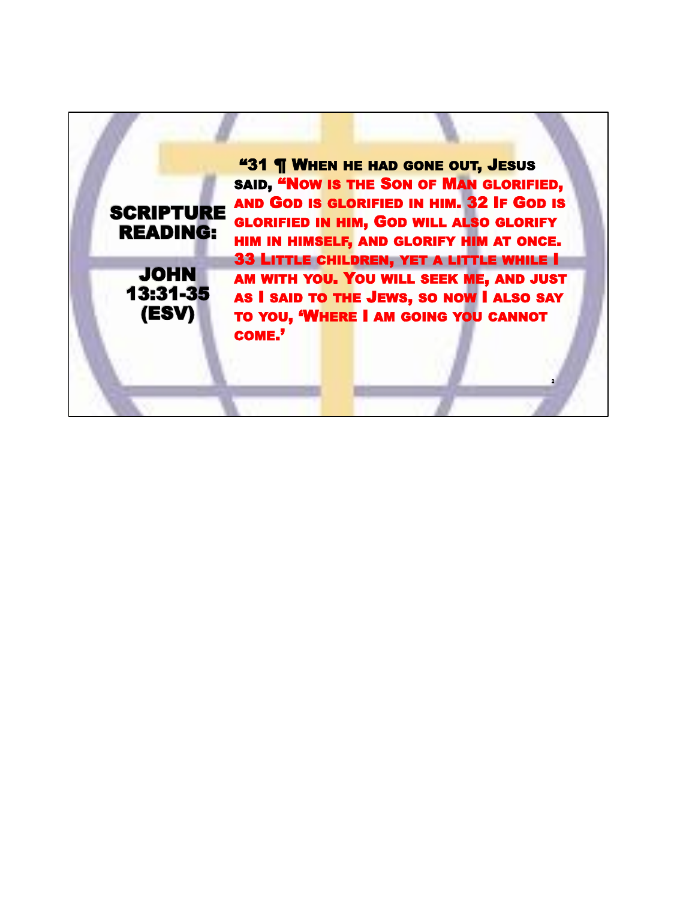## SCRIPTURE READING:

## JOHN 13:31-35 (ESV)

"31 ¶ When he had gone out, Jesus said, "Now is the Son of Man glorified, and God is glorified in him. 32 If God is glorified in him, God will also glorify him in himself, and glorify him at once. 33 Little children, yet a little while I am with you. You will seek me, and just as I said to the Jews, so now I also say to you, 'Where I am going you cannot come.'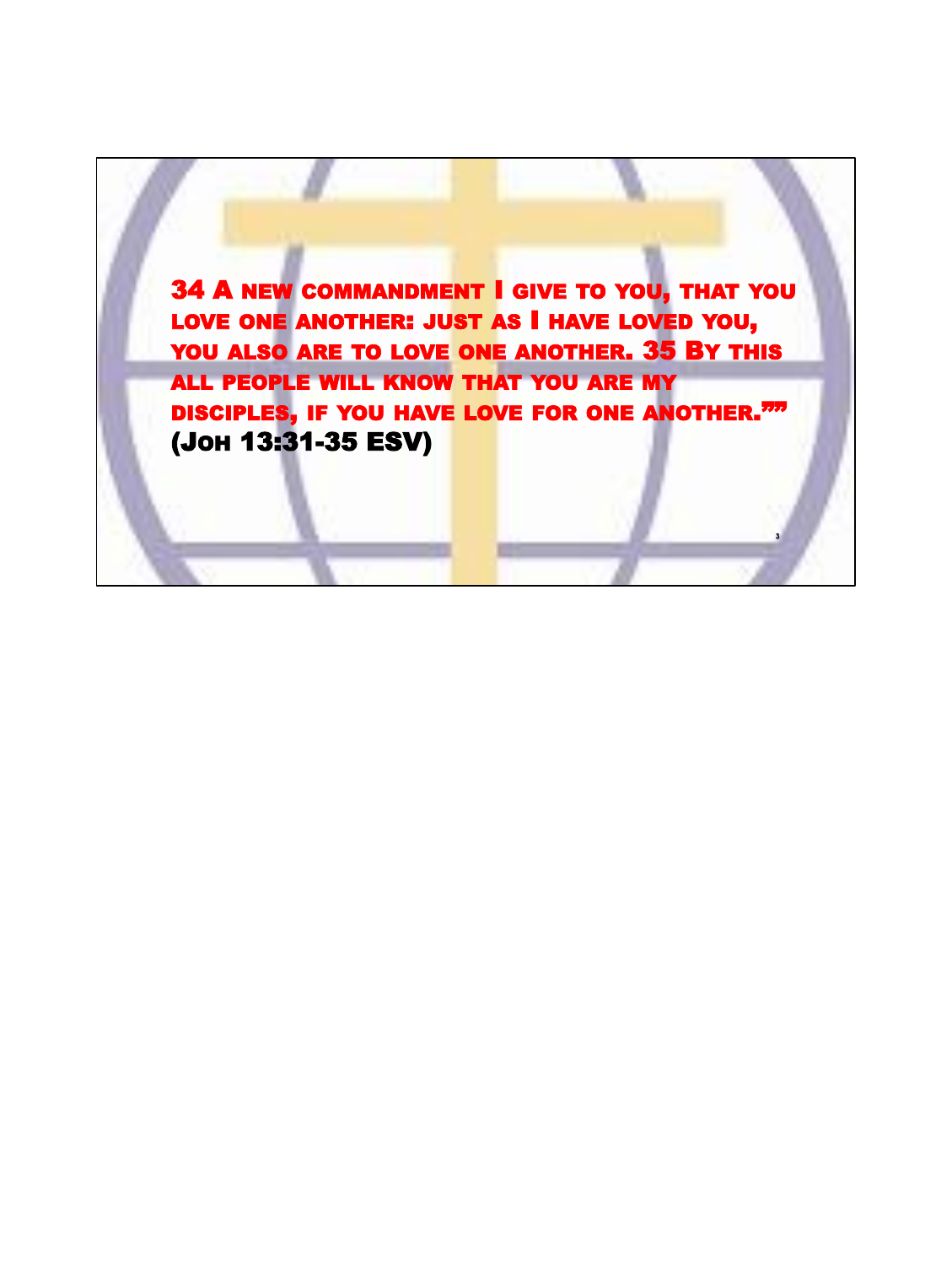34 A NEW COMMANDMENT I GIVE TO YOU, THAT YOU LOVE ONE ANOTHER: JUST AS I HAVE LOVED YOU, YOU ALSO ARE TO LOVE ONE ANOTHER. 35 BY THIS ALL PEOPLE WILL KNOW THAT YOU ARE MY DISCIPLES, IF YOU HAVE LOVE FOR ONE ANOTHER.""

(JOH 13:31-35 ESV)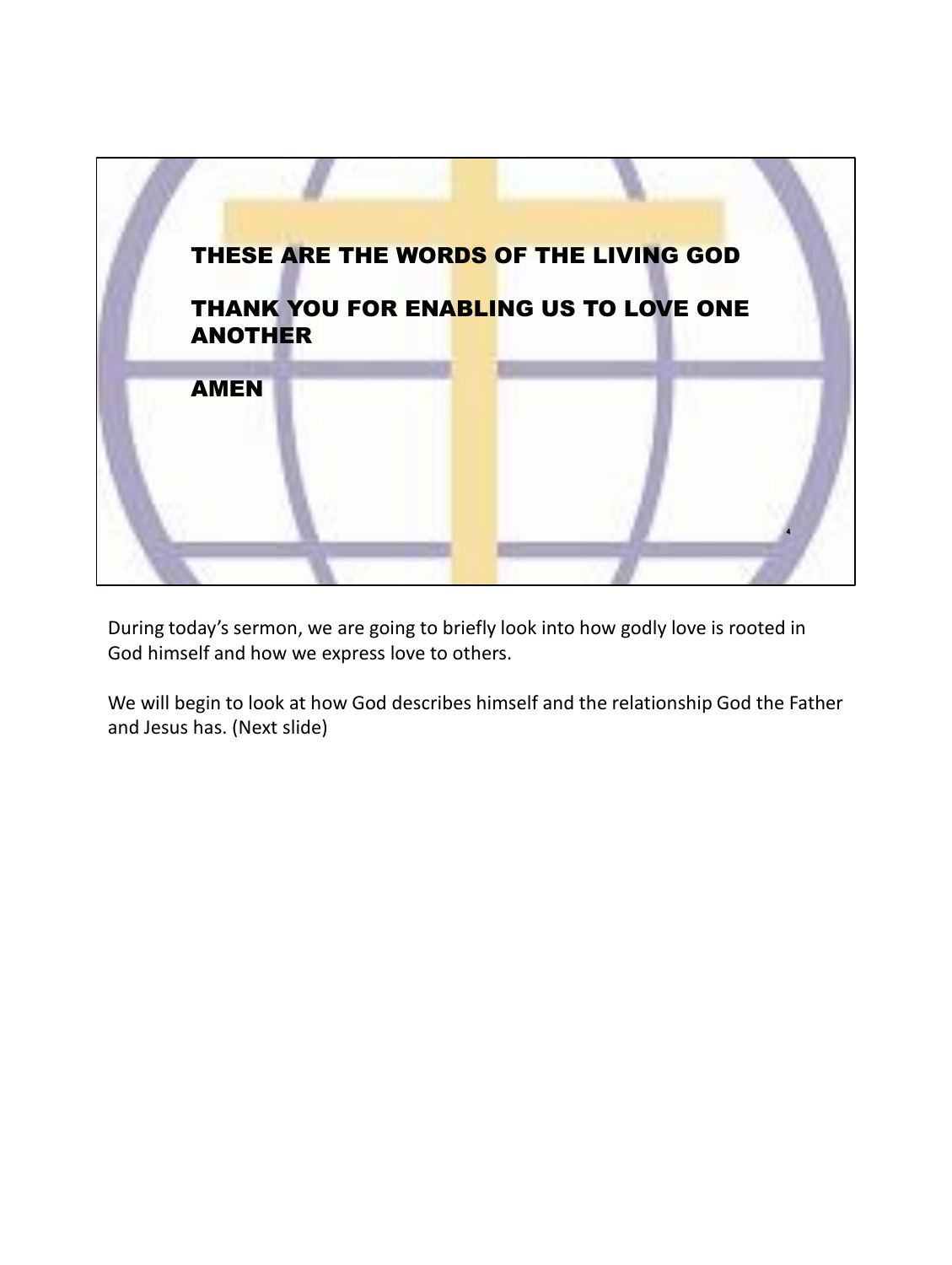THESE ARE THE WORDS OF THE LIVING GOD

THANK YOU FOR ENABLING US TO LOVE ONE ANOTHER

AMEN

During today's sermon, we are going to briefly look into how godly love is rooted in God himself and how we express love to others.

We will begin to look at how God describes himself and the relationship God the Father and Jesus has. (Next slide)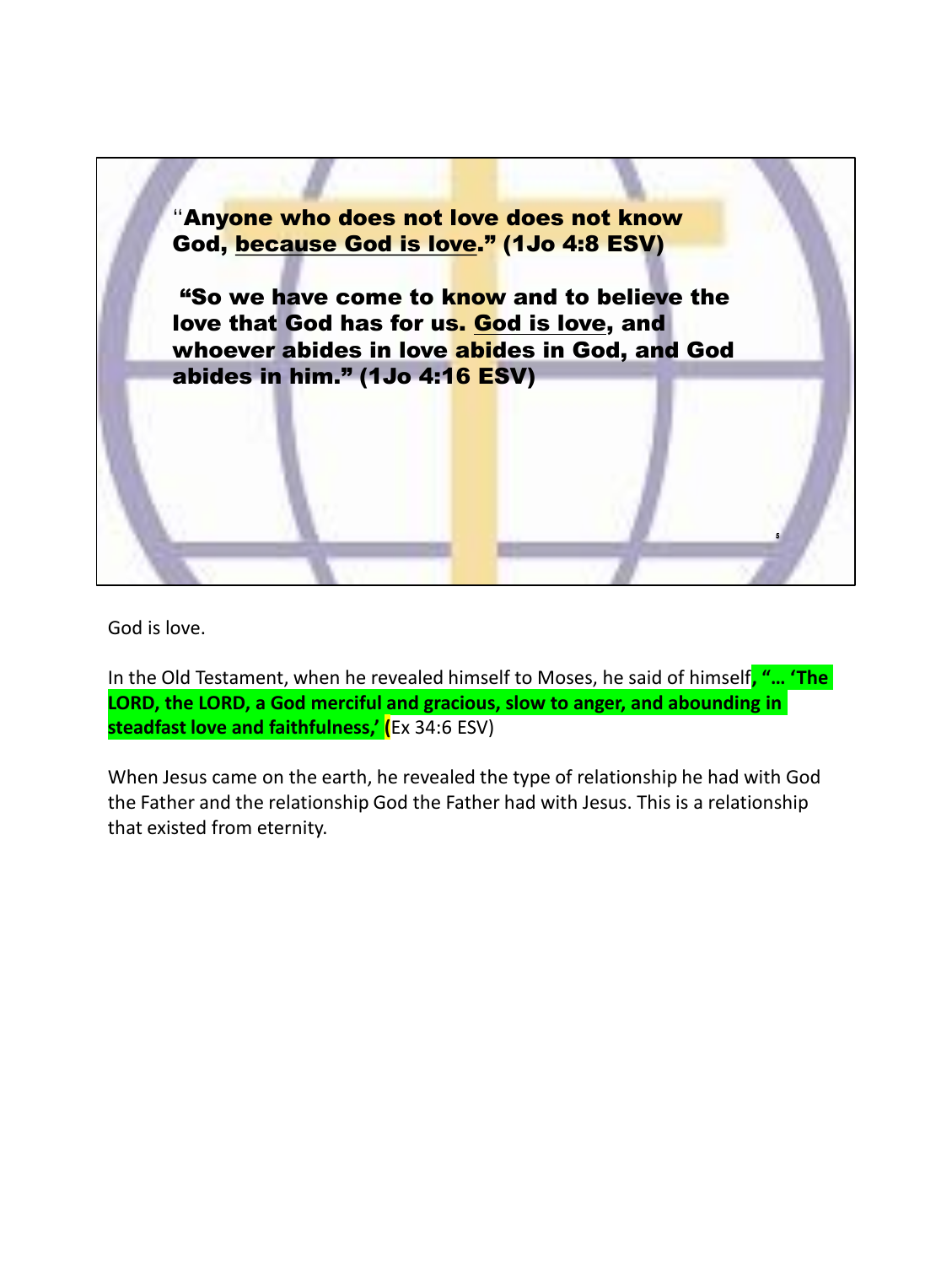"**Anyone who does not love does not know God, <u>because God is love</u>." (1Jo 4:8 ESV)**

**"So we have come to know and to believe the love that God has for us. <u>God is love</u>, and whoever abides in love abides in God, and God abides in him." (1Jo 4:16 ESV)**

God is love.

In the Old Testament, when he revealed himself to Moses, he said of himself**, "… 'The LORD, the LORD, a God merciful and gracious, slow to anger, and abounding in steadfast love and faithfulness,' (**Ex 34:6 ESV)

When Jesus came on the earth, he revealed the type of relationship he had with God the Father and the relationship God the Father had with Jesus. This is a relationship that existed from eternity.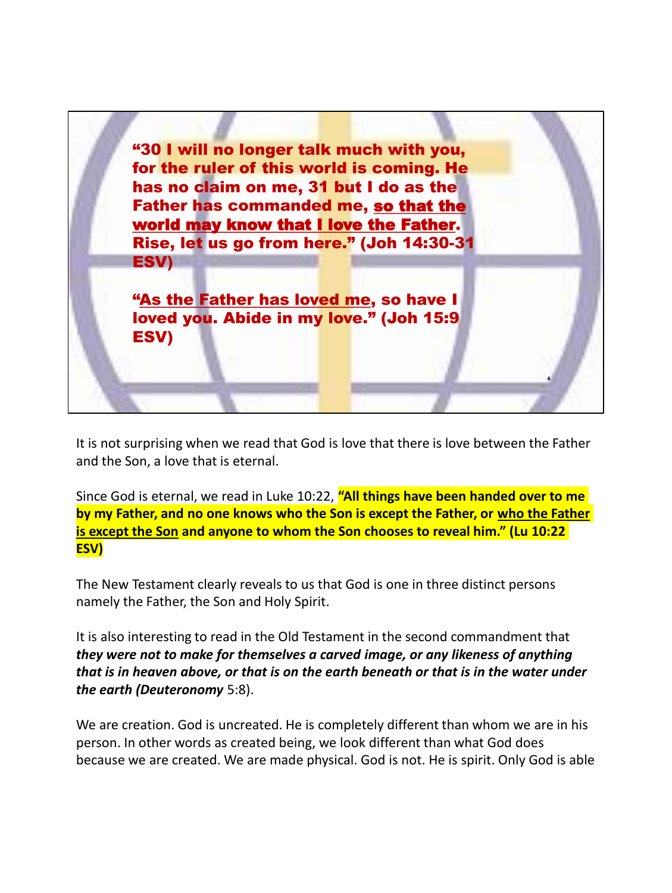"30 I will no longer talk much with you, for the ruler of this world is coming. He has no claim on me, 31 but I do as the Father has commanded me, <u>so that the world may know that I love the Father</u>. Rise, let us go from here." (Joh 14:30-31 ESV)

"<u>As the Father has loved me</u>, so have I loved you. Abide in my love." (Joh 15:9 ESV)

It is not surprising when we read that God is love that there is love between the Father and the Son, a love that is eternal.

Since God is eternal, we read in Luke 10:22, **"All things have been handed over to me by my Father, and no one knows who the Son is except the Father, or <u>who the Father is except the Son</u> and anyone to whom the Son chooses to reveal him." (Lu 10:22 ESV)**

The New Testament clearly reveals to us that God is one in three distinct persons namely the Father, the Son and Holy Spirit.

It is also interesting to read in the Old Testament in the second commandment that ***they were not to make for themselves a carved image, or any likeness of anything that is in heaven above, or that is on the earth beneath or that is in the water under the earth (Deuteronomy*** 5:8).

We are creation. God is uncreated. He is completely different than whom we are in his person. In other words as created being, we look different than what God does because we are created. We are made physical. God is not. He is spirit. Only God is able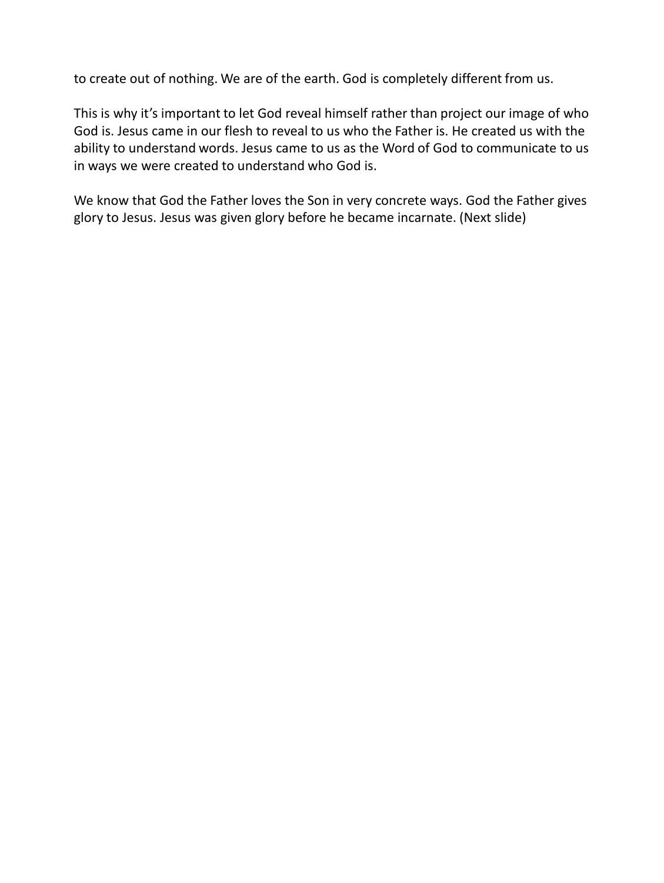to create out of nothing. We are of the earth. God is completely different from us.

This is why it's important to let God reveal himself rather than project our image of who God is. Jesus came in our flesh to reveal to us who the Father is. He created us with the ability to understand words. Jesus came to us as the Word of God to communicate to us in ways we were created to understand who God is.

We know that God the Father loves the Son in very concrete ways. God the Father gives glory to Jesus. Jesus was given glory before he became incarnate. (Next slide)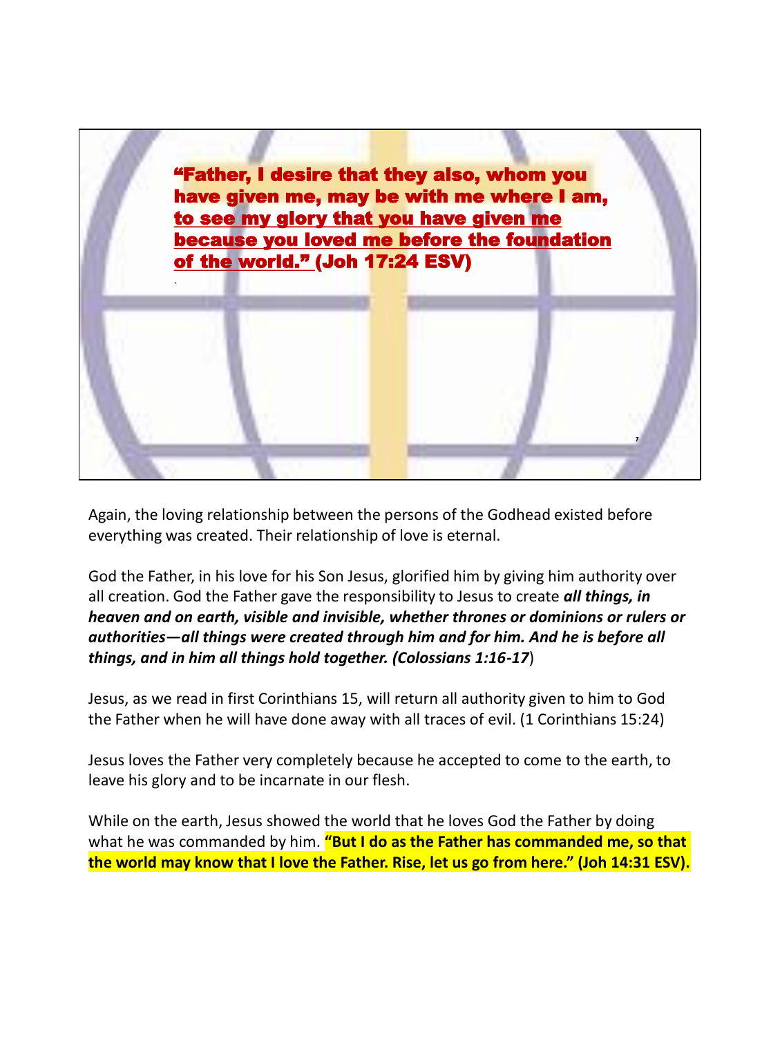**"Father, I desire that they also, whom you have given me, may be with me where I am, to see my glory that you have given me because you loved me before the foundation of the world." (Joh 17:24 ESV)**

Again, the loving relationship between the persons of the Godhead existed before everything was created. Their relationship of love is eternal.

God the Father, in his love for his Son Jesus, glorified him by giving him authority over all creation. God the Father gave the responsibility to Jesus to create ***all things, in heaven and on earth, visible and invisible, whether thrones or dominions or rulers or authorities—all things were created through him and for him. And he is before all things, and in him all things hold together. (Colossians 1:16-17***)

Jesus, as we read in first Corinthians 15, will return all authority given to him to God the Father when he will have done away with all traces of evil. (1 Corinthians 15:24)

Jesus loves the Father very completely because he accepted to come to the earth, to leave his glory and to be incarnate in our flesh.

While on the earth, Jesus showed the world that he loves God the Father by doing what he was commanded by him. **"But I do as the Father has commanded me, so that the world may know that I love the Father. Rise, let us go from here." (Joh 14:31 ESV).**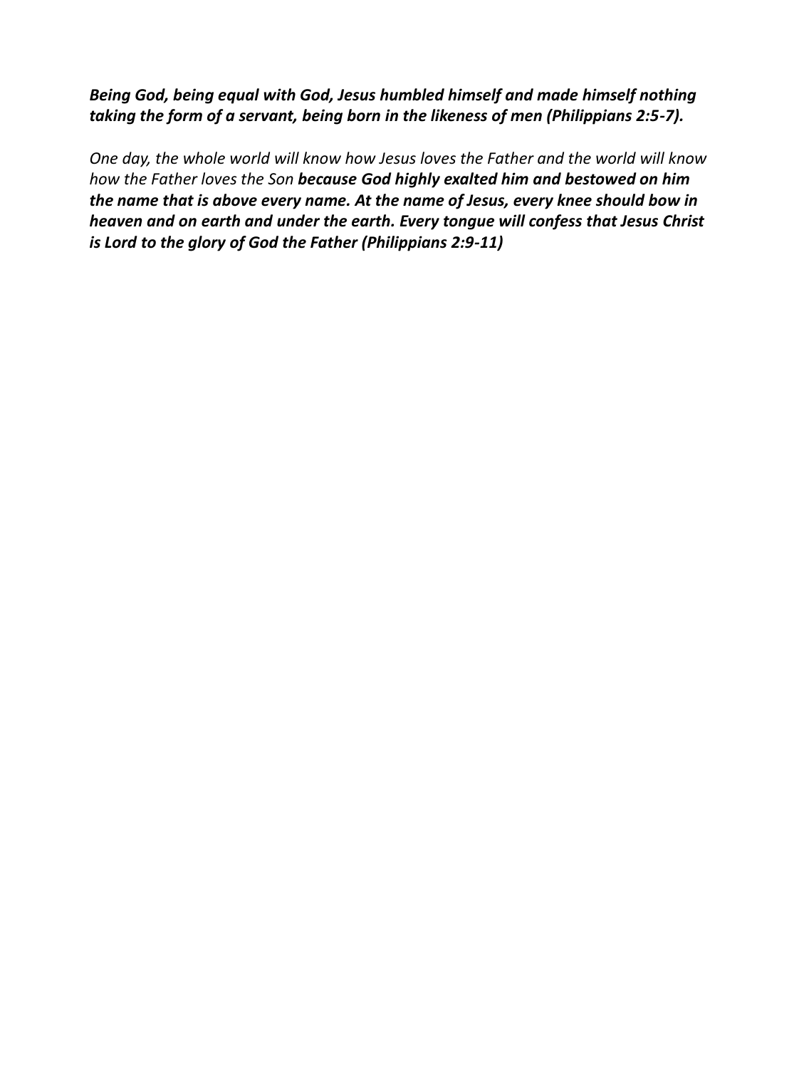***Being God, being equal with God, Jesus humbled himself and made himself nothing taking the form of a servant, being born in the likeness of men (Philippians 2:5-7).***

*One day, the whole world will know how Jesus loves the Father and the world will know how the Father loves the Son* ***because God highly exalted him and bestowed on him the name that is above every name. At the name of Jesus, every knee should bow in heaven and on earth and under the earth. Every tongue will confess that Jesus Christ is Lord to the glory of God the Father (Philippians 2:9-11)***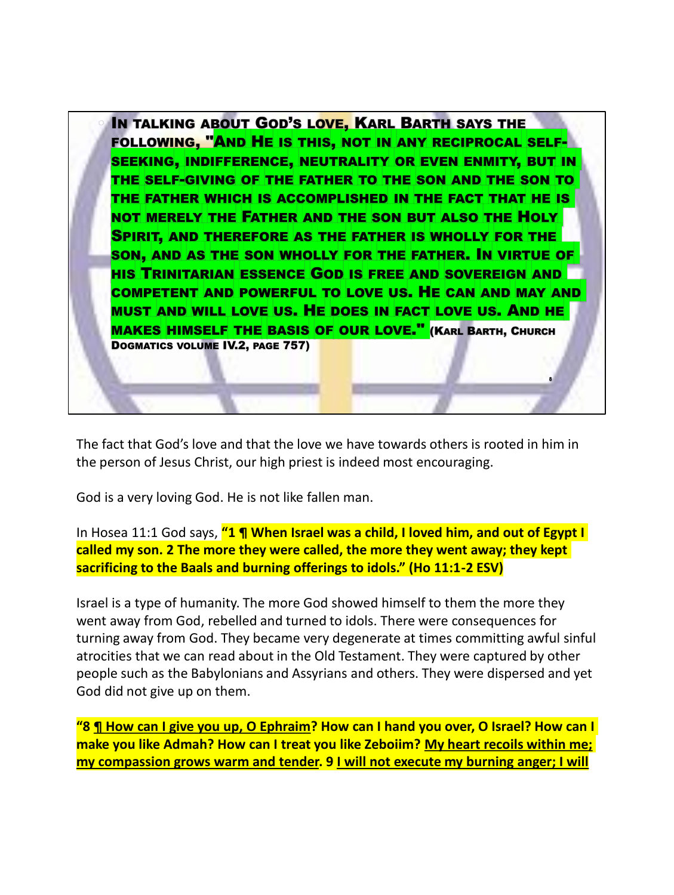IN TALKING ABOUT GOD'S LOVE, KARL BARTH SAYS THE FOLLOWING, **"AND HE IS THIS, NOT IN ANY RECIPROCAL SELF-SEEKING, INDIFFERENCE, NEUTRALITY OR EVEN ENMITY, BUT IN THE SELF-GIVING OF THE FATHER TO THE SON AND THE SON TO THE FATHER WHICH IS ACCOMPLISHED IN THE FACT THAT HE IS NOT MERELY THE FATHER AND THE SON BUT ALSO THE HOLY SPIRIT, AND THEREFORE AS THE FATHER IS WHOLLY FOR THE SON, AND AS THE SON WHOLLY FOR THE FATHER. IN VIRTUE OF HIS TRINITARIAN ESSENCE GOD IS FREE AND SOVEREIGN AND COMPETENT AND POWERFUL TO LOVE US. HE CAN AND MAY AND MUST AND WILL LOVE US. HE DOES IN FACT LOVE US. AND HE MAKES HIMSELF THE BASIS OF OUR LOVE."** (KARL BARTH, CHURCH DOGMATICS VOLUME IV.2, PAGE 757)

The fact that God's love and that the love we have towards others is rooted in him in the person of Jesus Christ, our high priest is indeed most encouraging.

God is a very loving God. He is not like fallen man.

In Hosea 11:1 God says, **"1 ¶ When Israel was a child, I loved him, and out of Egypt I called my son. 2 The more they were called, the more they went away; they kept sacrificing to the Baals and burning offerings to idols." (Ho 11:1-2 ESV)**

Israel is a type of humanity. The more God showed himself to them the more they went away from God, rebelled and turned to idols. There were consequences for turning away from God. They became very degenerate at times committing awful sinful atrocities that we can read about in the Old Testament. They were captured by other people such as the Babylonians and Assyrians and others. They were dispersed and yet God did not give up on them.

**"8 <u>¶ How can I give you up, O Ephraim</u>? How can I hand you over, O Israel? How can I make you like Admah? How can I treat you like Zeboiim? <u>My heart recoils within me; my compassion grows warm and tender</u>. 9 <u>I will not execute my burning anger; I will</u>**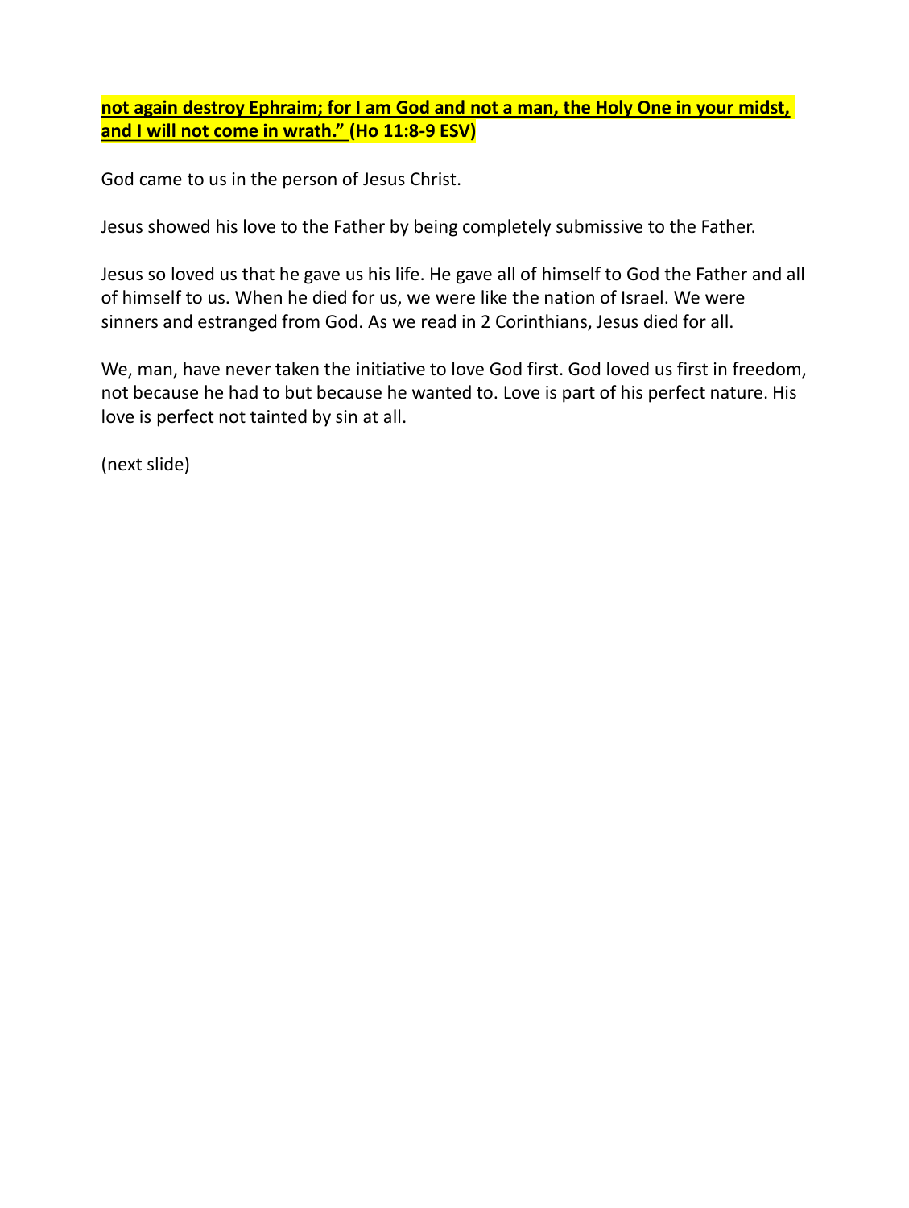**not again destroy Ephraim; for I am God and not a man, the Holy One in your midst, and I will not come in wrath." (Ho 11:8-9 ESV)**

God came to us in the person of Jesus Christ.

Jesus showed his love to the Father by being completely submissive to the Father.

Jesus so loved us that he gave us his life. He gave all of himself to God the Father and all of himself to us. When he died for us, we were like the nation of Israel. We were sinners and estranged from God. As we read in 2 Corinthians, Jesus died for all.

We, man, have never taken the initiative to love God first. God loved us first in freedom, not because he had to but because he wanted to. Love is part of his perfect nature. His love is perfect not tainted by sin at all.

(next slide)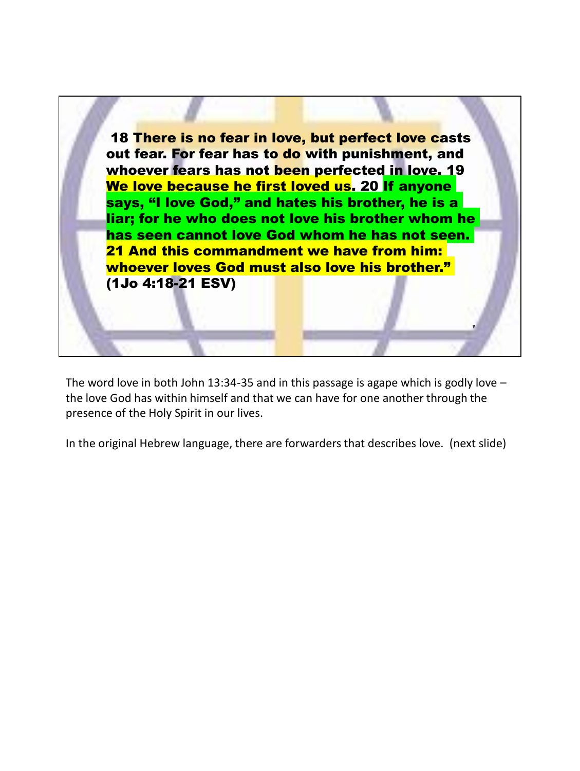**18 There is no fear in love, but perfect love casts out fear. For fear has to do with punishment, and whoever fears has not been perfected in love. 19 We love because he first loved us. 20 If anyone says, "I love God," and hates his brother, he is a liar; for he who does not love his brother whom he has seen cannot love God whom he has not seen. 21 And this commandment we have from him: whoever loves God must also love his brother." (1Jo 4:18-21 ESV)**

The word love in both John 13:34-35 and in this passage is agape which is godly love – the love God has within himself and that we can have for one another through the presence of the Holy Spirit in our lives.

In the original Hebrew language, there are forwarders that describes love. (next slide)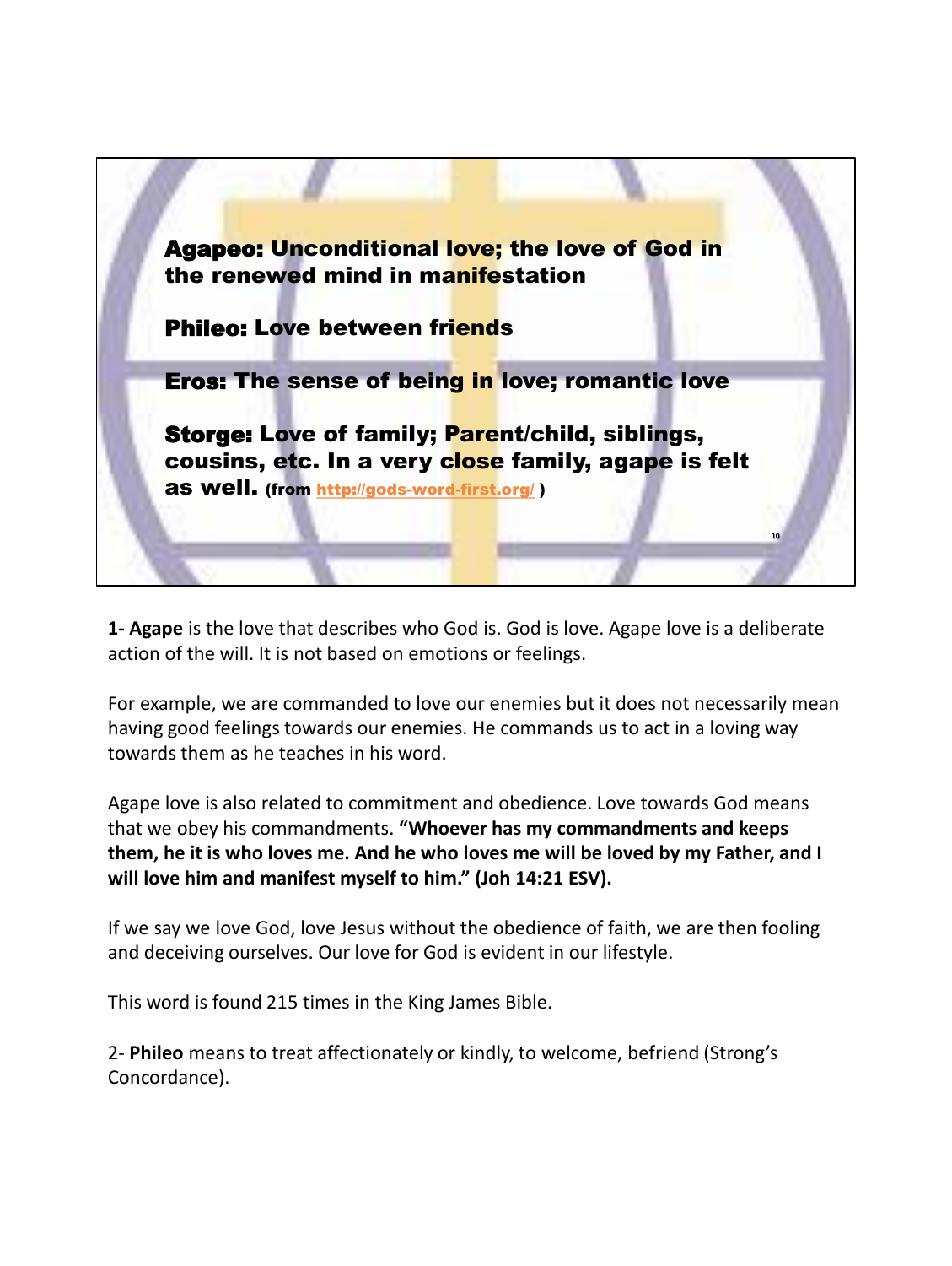**Agapeo:** Unconditional love; the love of God in the renewed mind in manifestation

**Phileo:** Love between friends

**Eros:** The sense of being in love; romantic love

**Storge:** Love of family; Parent/child, siblings, cousins, etc. In a very close family, agape is felt as well. (from http://gods-word-first.org/ )

**1- Agape** is the love that describes who God is. God is love. Agape love is a deliberate action of the will. It is not based on emotions or feelings.

For example, we are commanded to love our enemies but it does not necessarily mean having good feelings towards our enemies. He commands us to act in a loving way towards them as he teaches in his word.

Agape love is also related to commitment and obedience. Love towards God means that we obey his commandments. **"Whoever has my commandments and keeps them, he it is who loves me. And he who loves me will be loved by my Father, and I will love him and manifest myself to him." (Joh 14:21 ESV).**

If we say we love God, love Jesus without the obedience of faith, we are then fooling and deceiving ourselves. Our love for God is evident in our lifestyle.

This word is found 215 times in the King James Bible.

2- **Phileo** means to treat affectionately or kindly, to welcome, befriend (Strong's Concordance).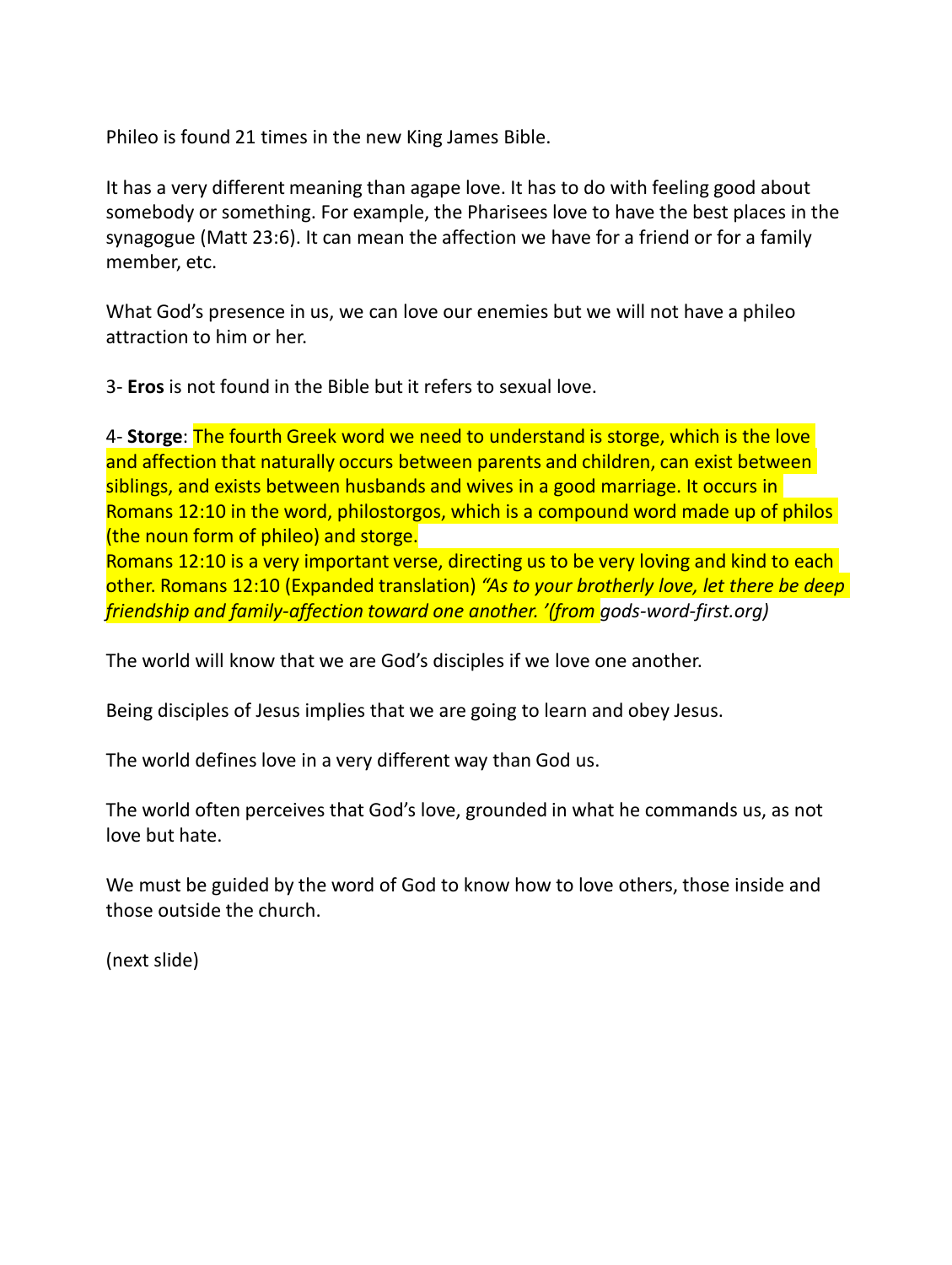Phileo is found 21 times in the new King James Bible.

It has a very different meaning than agape love. It has to do with feeling good about somebody or something. For example, the Pharisees love to have the best places in the synagogue (Matt 23:6). It can mean the affection we have for a friend or for a family member, etc.

What God's presence in us, we can love our enemies but we will not have a phileo attraction to him or her.

3- **Eros** is not found in the Bible but it refers to sexual love.

4- **Storge**: The fourth Greek word we need to understand is storge, which is the love and affection that naturally occurs between parents and children, can exist between siblings, and exists between husbands and wives in a good marriage. It occurs in Romans 12:10 in the word, philostorgos, which is a compound word made up of philos (the noun form of phileo) and storge.
Romans 12:10 is a very important verse, directing us to be very loving and kind to each other. Romans 12:10 (Expanded translation) *"As to your brotherly love, let there be deep friendship and family-affection toward one another. '(from gods-word-first.org)*

The world will know that we are God's disciples if we love one another.

Being disciples of Jesus implies that we are going to learn and obey Jesus.

The world defines love in a very different way than God us.

The world often perceives that God's love, grounded in what he commands us, as not love but hate.

We must be guided by the word of God to know how to love others, those inside and those outside the church.

(next slide)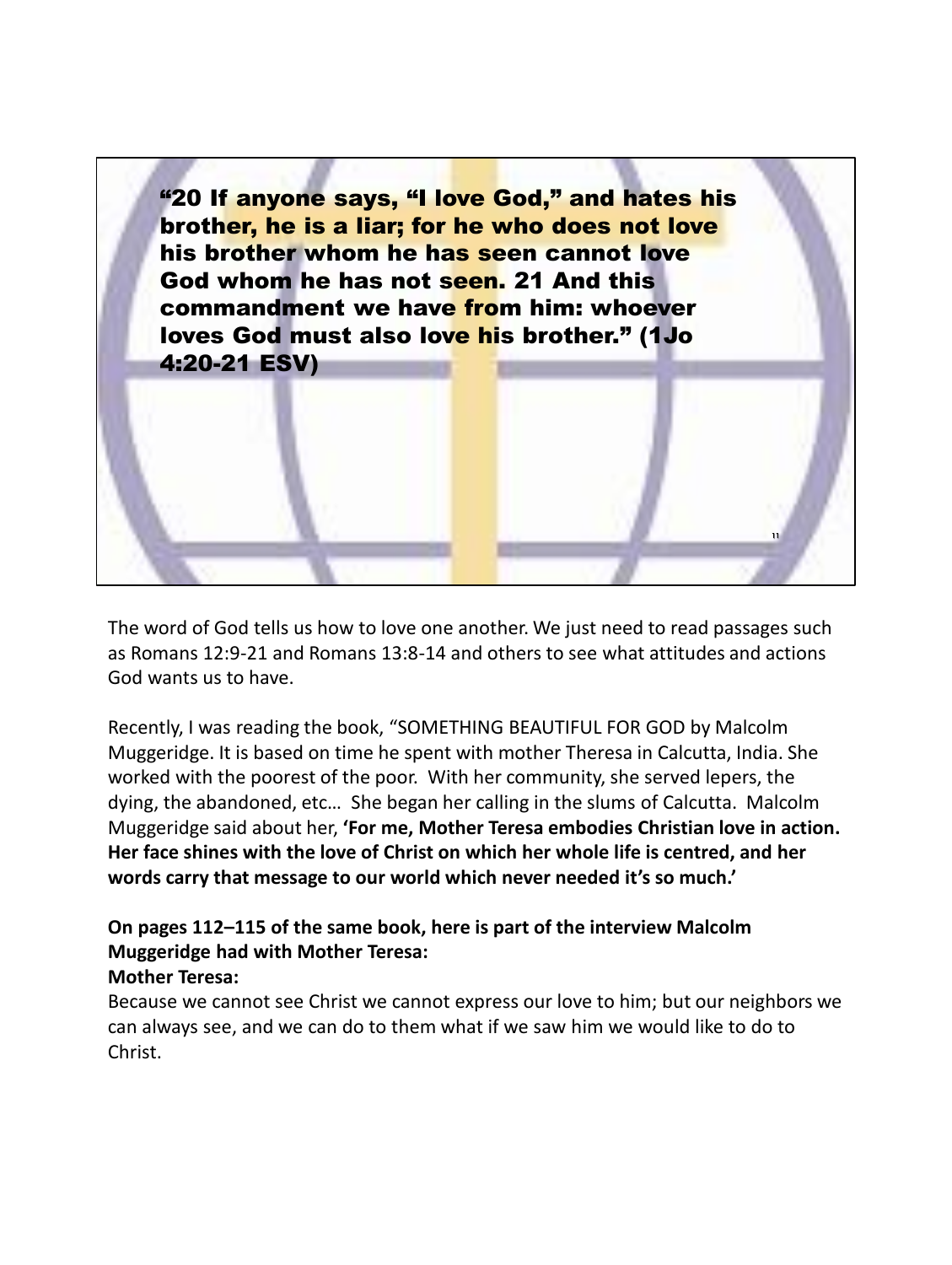"20 If anyone says, "I love God," and hates his brother, he is a liar; for he who does not love his brother whom he has seen cannot love God whom he has not seen. 21 And this commandment we have from him: whoever loves God must also love his brother." (1Jo 4:20-21 ESV)

The word of God tells us how to love one another. We just need to read passages such as Romans 12:9-21 and Romans 13:8-14 and others to see what attitudes and actions God wants us to have.

Recently, I was reading the book, "SOMETHING BEAUTIFUL FOR GOD by Malcolm Muggeridge. It is based on time he spent with mother Theresa in Calcutta, India. She worked with the poorest of the poor. With her community, she served lepers, the dying, the abandoned, etc… She began her calling in the slums of Calcutta. Malcolm Muggeridge said about her, **'For me, Mother Teresa embodies Christian love in action. Her face shines with the love of Christ on which her whole life is centred, and her words carry that message to our world which never needed it's so much.'**

**On pages 112–115 of the same book, here is part of the interview Malcolm Muggeridge had with Mother Teresa:**

**Mother Teresa:**

Because we cannot see Christ we cannot express our love to him; but our neighbors we can always see, and we can do to them what if we saw him we would like to do to Christ.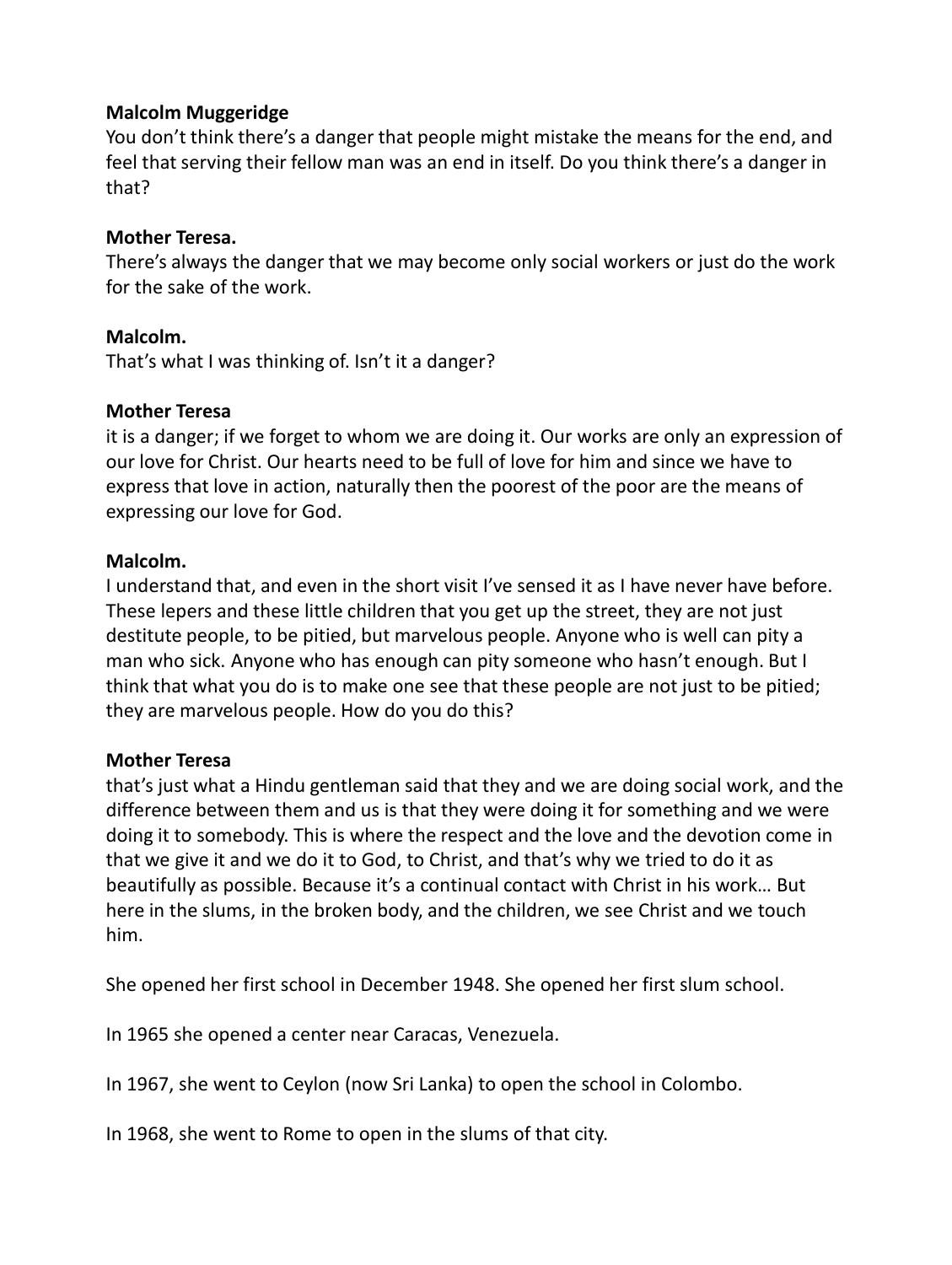**Malcolm Muggeridge**
You don't think there's a danger that people might mistake the means for the end, and feel that serving their fellow man was an end in itself. Do you think there's a danger in that?

**Mother Teresa.**
There's always the danger that we may become only social workers or just do the work for the sake of the work.

**Malcolm.**
That's what I was thinking of. Isn't it a danger?

**Mother Teresa**
it is a danger; if we forget to whom we are doing it. Our works are only an expression of our love for Christ. Our hearts need to be full of love for him and since we have to express that love in action, naturally then the poorest of the poor are the means of expressing our love for God.

**Malcolm.**
I understand that, and even in the short visit I've sensed it as I have never have before. These lepers and these little children that you get up the street, they are not just destitute people, to be pitied, but marvelous people. Anyone who is well can pity a man who sick. Anyone who has enough can pity someone who hasn't enough. But I think that what you do is to make one see that these people are not just to be pitied; they are marvelous people. How do you do this?

**Mother Teresa**
that's just what a Hindu gentleman said that they and we are doing social work, and the difference between them and us is that they were doing it for something and we were doing it to somebody. This is where the respect and the love and the devotion come in that we give it and we do it to God, to Christ, and that's why we tried to do it as beautifully as possible. Because it's a continual contact with Christ in his work… But here in the slums, in the broken body, and the children, we see Christ and we touch him.

She opened her first school in December 1948. She opened her first slum school.

In 1965 she opened a center near Caracas, Venezuela.

In 1967, she went to Ceylon (now Sri Lanka) to open the school in Colombo.

In 1968, she went to Rome to open in the slums of that city.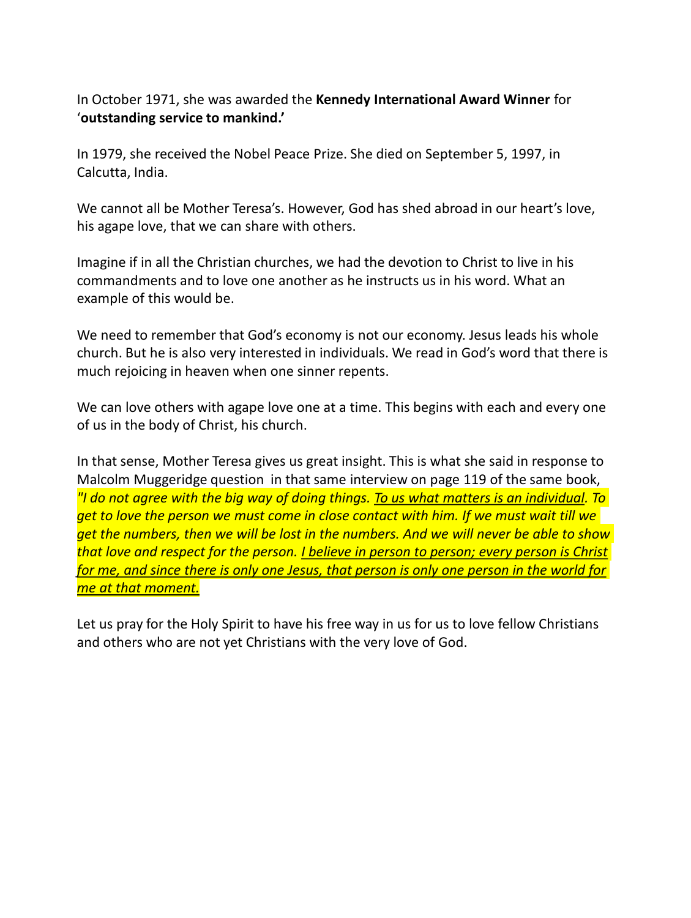In October 1971, she was awarded the **Kennedy International Award Winner** for '**outstanding service to mankind.'**

In 1979, she received the Nobel Peace Prize. She died on September 5, 1997, in Calcutta, India.

We cannot all be Mother Teresa's. However, God has shed abroad in our heart's love, his agape love, that we can share with others.

Imagine if in all the Christian churches, we had the devotion to Christ to live in his commandments and to love one another as he instructs us in his word. What an example of this would be.

We need to remember that God's economy is not our economy. Jesus leads his whole church. But he is also very interested in individuals. We read in God's word that there is much rejoicing in heaven when one sinner repents.

We can love others with agape love one at a time. This begins with each and every one of us in the body of Christ, his church.

In that sense, Mother Teresa gives us great insight. This is what she said in response to Malcolm Muggeridge question in that same interview on page 119 of the same book, *"I do not agree with the big way of doing things. <u>To us what matters is an individual</u>. To get to love the person we must come in close contact with him. If we must wait till we get the numbers, then we will be lost in the numbers. And we will never be able to show that love and respect for the person. <u>I believe in person to person; every person is Christ for me, and since there is only one Jesus, that person is only one person in the world for me at that moment.</u>*

Let us pray for the Holy Spirit to have his free way in us for us to love fellow Christians and others who are not yet Christians with the very love of God.